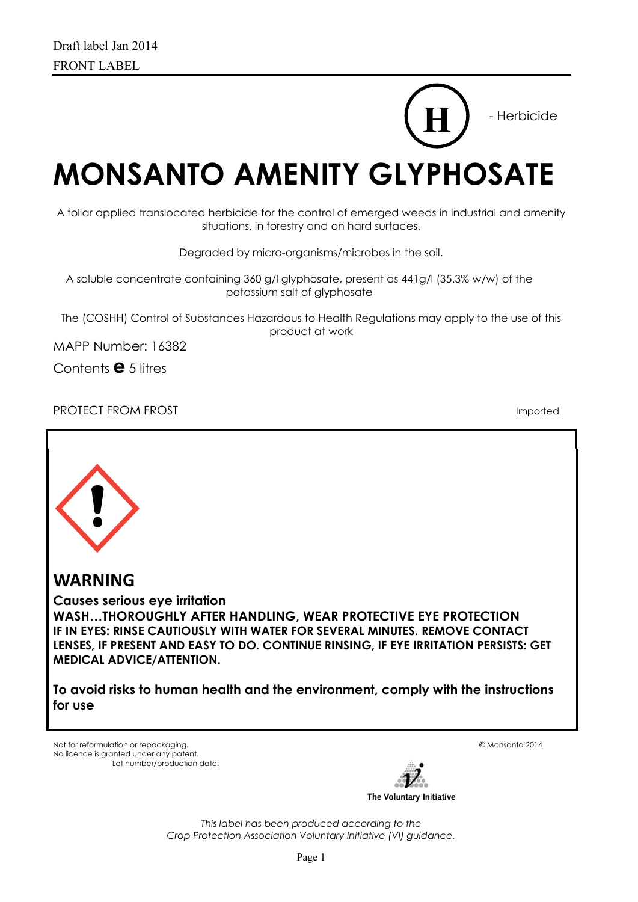Draft label Jan 2014

FRONT LABEL

H - Herbicide

# MONSANTO AMENITY GLYPHOSATE

A foliar applied translocated herbicide for the control of emerged weeds in industrial and amenity situations, in forestry and on hard surfaces.

Degraded by micro-organisms/microbes in the soil.

A soluble concentrate containing 360 g/l glyphosate, present as 441g/l (35.3% w/w) of the potassium salt of glyphosate

The (COSHH) Control of Substances Hazardous to Health Regulations may apply to the use of this product at work

MAPP Number: 16382

Contents ℮ 5 litres

PROTECT FROM FROST

Imported

## WARNING

**Causes serious eye irritation**

**WASH…THOROUGHLY AFTER HANDLING, WEAR PROTECTIVE EYE PROTECTION**

**IF IN EYES: RINSE CAUTIOUSLY WITH WATER FOR SEVERAL MINUTES. REMOVE CONTACT LENSES, IF PRESENT AND EASY TO DO. CONTINUE RINSING, IF EYE IRRITATION PERSISTS: GET MEDICAL ADVICE/ATTENTION.**

**To avoid risks to human health and the environment, comply with the instructions for use**

Not for reformulation or repackaging.
No licence is granted under any patent.
Lot number/production date:

© Monsanto 2014

The Voluntary Initiative

*This label has been produced according to the Crop Protection Association Voluntary Initiative (VI) guidance.*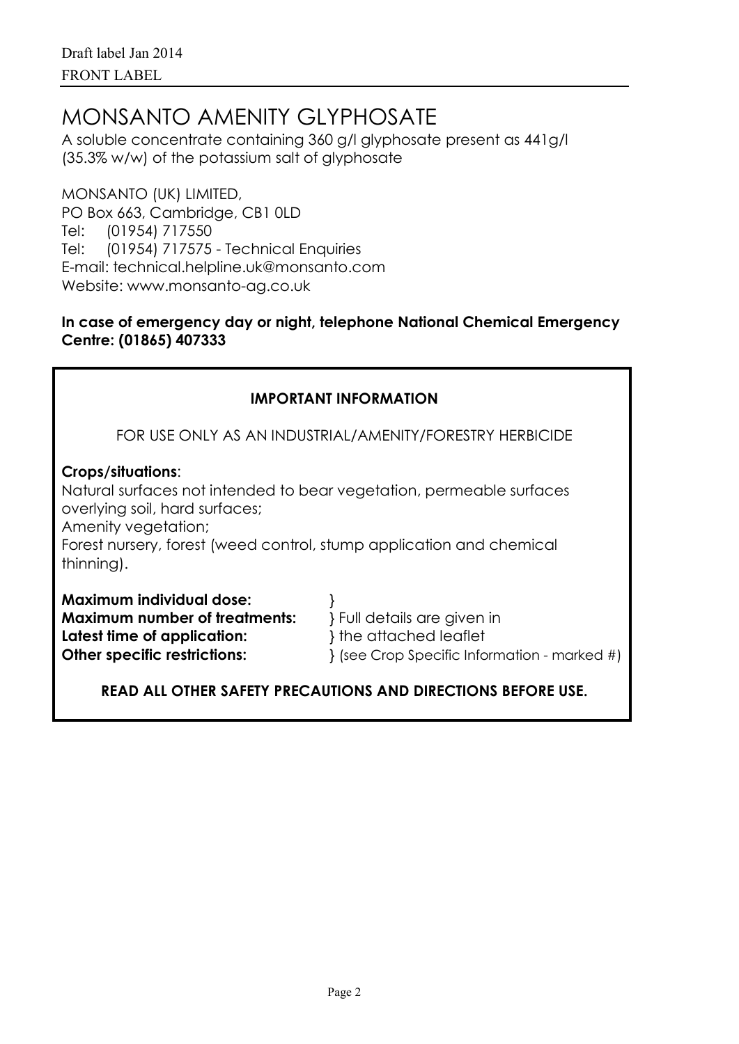Draft label Jan 2014

FRONT LABEL

# MONSANTO AMENITY GLYPHOSATE

A soluble concentrate containing 360 g/l glyphosate present as 441g/l (35.3% w/w) of the potassium salt of glyphosate

MONSANTO (UK) LIMITED,
PO Box 663, Cambridge, CB1 0LD
Tel: (01954) 717550
Tel: (01954) 717575 - Technical Enquiries
E-mail: technical.helpline.uk@monsanto.com
Website: www.monsanto-ag.co.uk

**In case of emergency day or night, telephone National Chemical Emergency Centre: (01865) 407333**

**IMPORTANT INFORMATION**

FOR USE ONLY AS AN INDUSTRIAL/AMENITY/FORESTRY HERBICIDE

**Crops/situations**:
Natural surfaces not intended to bear vegetation, permeable surfaces overlying soil, hard surfaces;
Amenity vegetation;
Forest nursery, forest (weed control, stump application and chemical thinning).

**Maximum individual dose:** }
**Maximum number of treatments:** } Full details are given in
**Latest time of application:** } the attached leaflet
**Other specific restrictions:** } (see Crop Specific Information - marked #)

**READ ALL OTHER SAFETY PRECAUTIONS AND DIRECTIONS BEFORE USE.**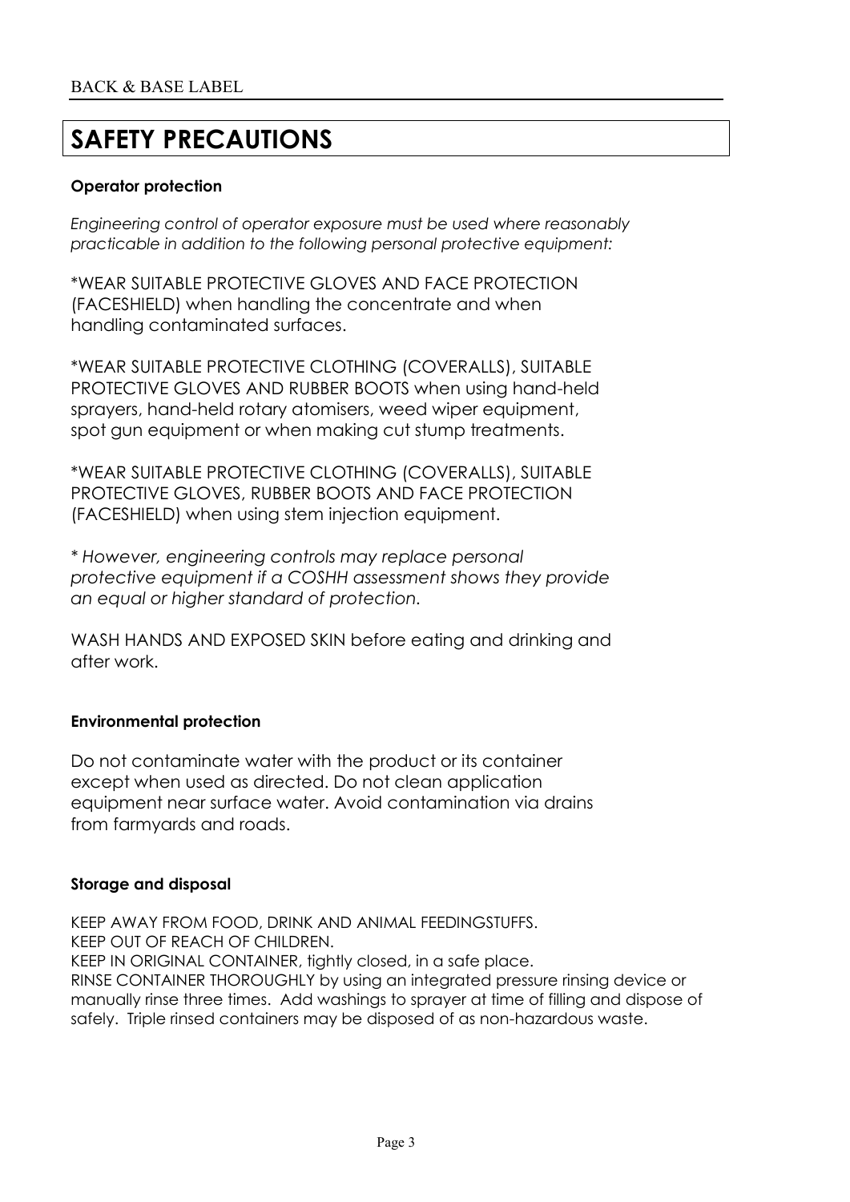BACK & BASE LABEL

# SAFETY PRECAUTIONS

**Operator protection**

*Engineering control of operator exposure must be used where reasonably practicable in addition to the following personal protective equipment:*

*WEAR SUITABLE PROTECTIVE GLOVES AND FACE PROTECTION (FACESHIELD) when handling the concentrate and when handling contaminated surfaces.

*WEAR SUITABLE PROTECTIVE CLOTHING (COVERALLS), SUITABLE PROTECTIVE GLOVES AND RUBBER BOOTS when using hand-held sprayers, hand-held rotary atomisers, weed wiper equipment, spot gun equipment or when making cut stump treatments.

*WEAR SUITABLE PROTECTIVE CLOTHING (COVERALLS), SUITABLE PROTECTIVE GLOVES, RUBBER BOOTS AND FACE PROTECTION (FACESHIELD) when using stem injection equipment.

* *However, engineering controls may replace personal protective equipment if a COSHH assessment shows they provide an equal or higher standard of protection.*

WASH HANDS AND EXPOSED SKIN before eating and drinking and after work.

**Environmental protection**

Do not contaminate water with the product or its container except when used as directed. Do not clean application equipment near surface water. Avoid contamination via drains from farmyards and roads.

**Storage and disposal**

KEEP AWAY FROM FOOD, DRINK AND ANIMAL FEEDINGSTUFFS.
KEEP OUT OF REACH OF CHILDREN.
KEEP IN ORIGINAL CONTAINER, tightly closed, in a safe place.
RINSE CONTAINER THOROUGHLY by using an integrated pressure rinsing device or manually rinse three times. Add washings to sprayer at time of filling and dispose of safely. Triple rinsed containers may be disposed of as non-hazardous waste.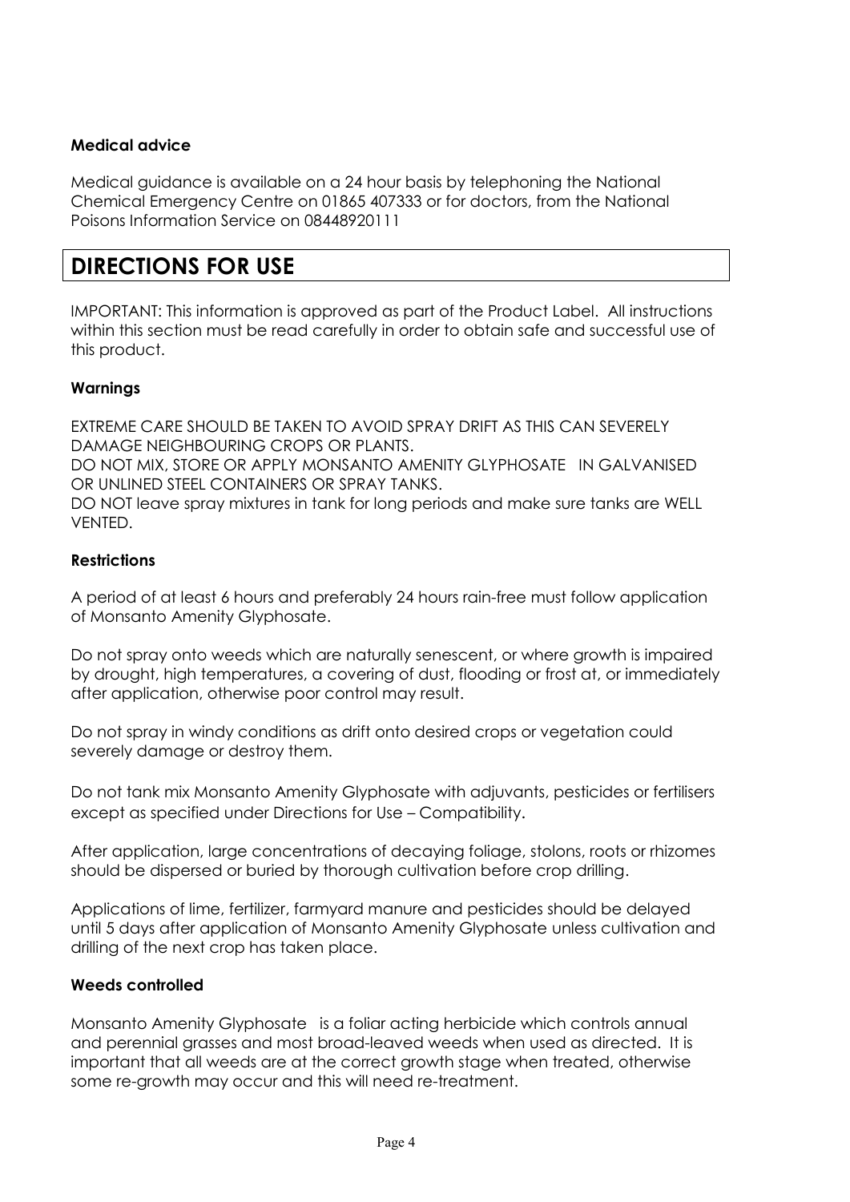### Medical advice

Medical guidance is available on a 24 hour basis by telephoning the National Chemical Emergency Centre on 01865 407333 or for doctors, from the National Poisons Information Service on 08448920111

## DIRECTIONS FOR USE

IMPORTANT: This information is approved as part of the Product Label. All instructions within this section must be read carefully in order to obtain safe and successful use of this product.

### Warnings

EXTREME CARE SHOULD BE TAKEN TO AVOID SPRAY DRIFT AS THIS CAN SEVERELY DAMAGE NEIGHBOURING CROPS OR PLANTS.
DO NOT MIX, STORE OR APPLY MONSANTO AMENITY GLYPHOSATE IN GALVANISED OR UNLINED STEEL CONTAINERS OR SPRAY TANKS.
DO NOT leave spray mixtures in tank for long periods and make sure tanks are WELL VENTED.

### Restrictions

A period of at least 6 hours and preferably 24 hours rain-free must follow application of Monsanto Amenity Glyphosate.

Do not spray onto weeds which are naturally senescent, or where growth is impaired by drought, high temperatures, a covering of dust, flooding or frost at, or immediately after application, otherwise poor control may result.

Do not spray in windy conditions as drift onto desired crops or vegetation could severely damage or destroy them.

Do not tank mix Monsanto Amenity Glyphosate with adjuvants, pesticides or fertilisers except as specified under Directions for Use – Compatibility.

After application, large concentrations of decaying foliage, stolons, roots or rhizomes should be dispersed or buried by thorough cultivation before crop drilling.

Applications of lime, fertilizer, farmyard manure and pesticides should be delayed until 5 days after application of Monsanto Amenity Glyphosate unless cultivation and drilling of the next crop has taken place.

### Weeds controlled

Monsanto Amenity Glyphosate is a foliar acting herbicide which controls annual and perennial grasses and most broad-leaved weeds when used as directed. It is important that all weeds are at the correct growth stage when treated, otherwise some re-growth may occur and this will need re-treatment.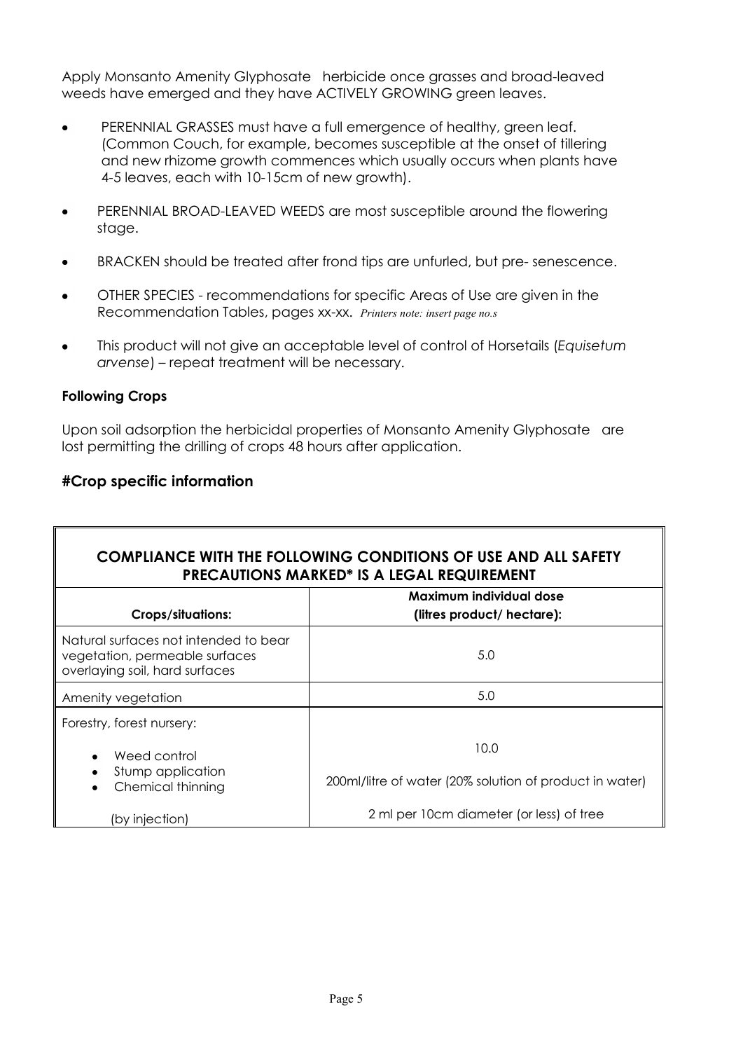Apply Monsanto Amenity Glyphosate herbicide once grasses and broad-leaved weeds have emerged and they have ACTIVELY GROWING green leaves.

- PERENNIAL GRASSES must have a full emergence of healthy, green leaf. (Common Couch, for example, becomes susceptible at the onset of tillering and new rhizome growth commences which usually occurs when plants have 4-5 leaves, each with 10-15cm of new growth).
- PERENNIAL BROAD-LEAVED WEEDS are most susceptible around the flowering stage.
- BRACKEN should be treated after frond tips are unfurled, but pre- senescence.
- OTHER SPECIES - recommendations for specific Areas of Use are given in the Recommendation Tables, pages xx-xx. *Printers note: insert page no.s*
- This product will not give an acceptable level of control of Horsetails (*Equisetum arvense*) – repeat treatment will be necessary.

**Following Crops**

Upon soil adsorption the herbicidal properties of Monsanto Amenity Glyphosate are lost permitting the drilling of crops 48 hours after application.

## #Crop specific information

**COMPLIANCE WITH THE FOLLOWING CONDITIONS OF USE AND ALL SAFETY PRECAUTIONS MARKED* IS A LEGAL REQUIREMENT**

| Crops/situations: | Maximum individual dose (litres product/ hectare): |
|---|---|
| Natural surfaces not intended to bear vegetation, permeable surfaces overlaying soil, hard surfaces | 5.0 |
| Amenity vegetation | 5.0 |
| Forestry, forest nursery: | |
| • Weed control | 10.0 |
| • Stump application | 200ml/litre of water (20% solution of product in water) |
| • Chemical thinning (by injection) | 2 ml per 10cm diameter (or less) of tree |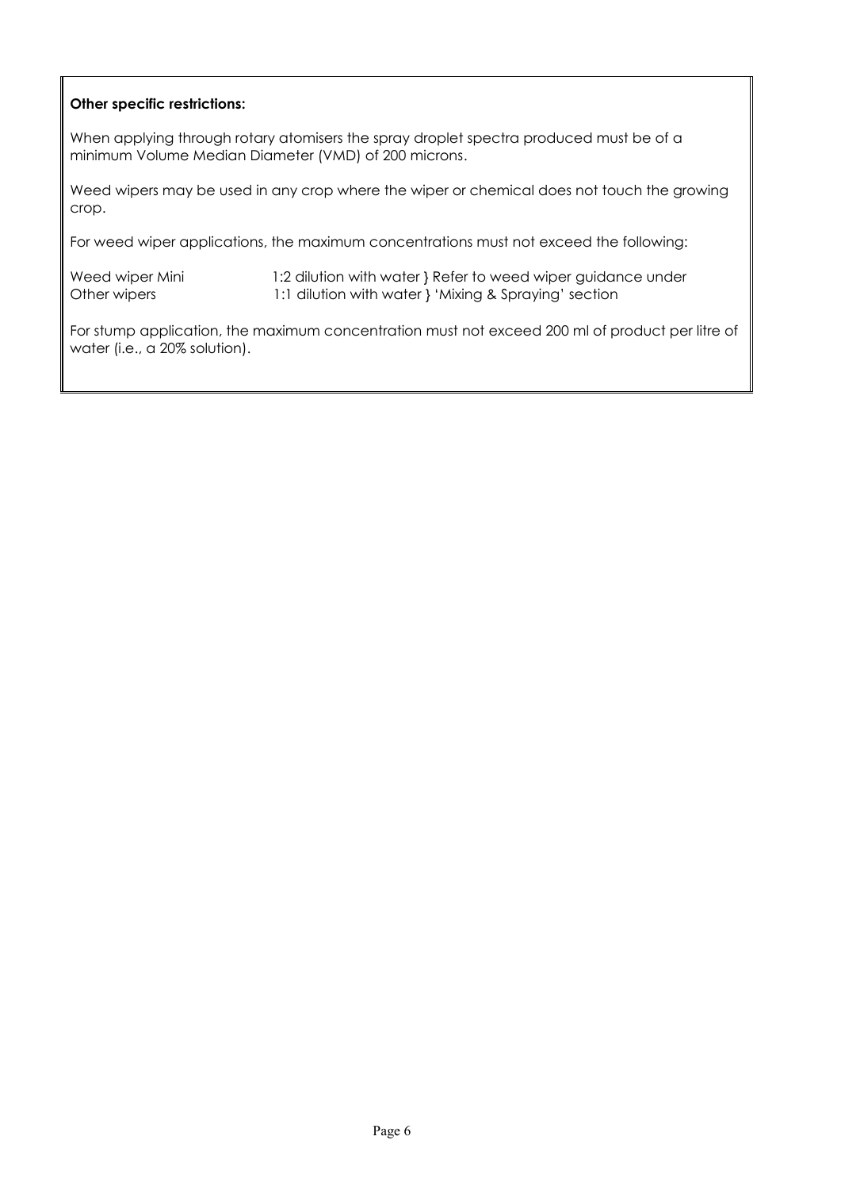**Other specific restrictions:**

When applying through rotary atomisers the spray droplet spectra produced must be of a minimum Volume Median Diameter (VMD) of 200 microns.

Weed wipers may be used in any crop where the wiper or chemical does not touch the growing crop.

For weed wiper applications, the maximum concentrations must not exceed the following:

| | | |
|---|---|---|
| Weed wiper Mini | 1:2 dilution with water } | Refer to weed wiper guidance under |
| Other wipers | 1:1 dilution with water } | 'Mixing & Spraying' section |

For stump application, the maximum concentration must not exceed 200 ml of product per litre of water (i.e., a 20% solution).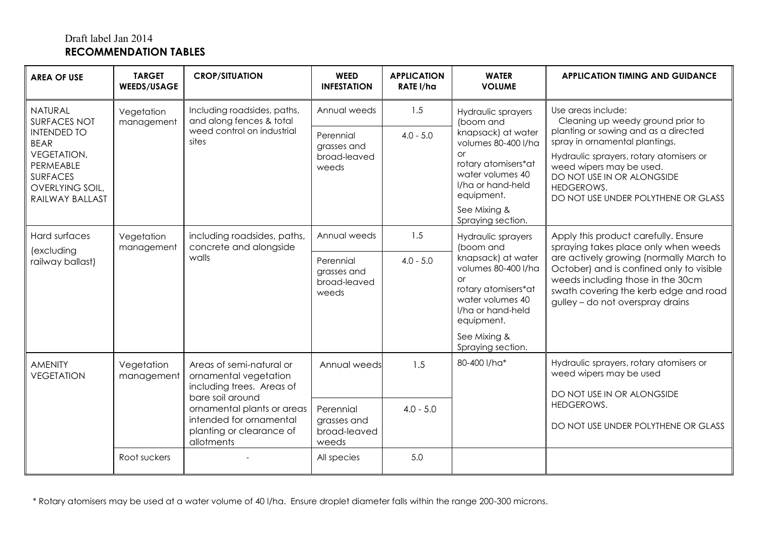Draft label Jan 2014

**RECOMMENDATION TABLES**

| AREA OF USE | TARGET WEEDS/USAGE | CROP/SITUATION | WEED INFESTATION | APPLICATION RATE l/ha | WATER VOLUME | APPLICATION TIMING AND GUIDANCE |
|---|---|---|---|---|---|---|
| NATURAL SURFACES NOT INTENDED TO BEAR VEGETATION, PERMEABLE SURFACES OVERLYING SOIL, RAILWAY BALLAST | Vegetation management | Including roadsides, paths, and along fences & total weed control on industrial sites | Annual weeds | 1.5 | Hydraulic sprayers (boom and knapsack) at water volumes 80-400 l/ha or rotary atomisers*at water volumes 40 l/ha or hand-held equipment. See Mixing & Spraying section. | Use areas include: Cleaning up weedy ground prior to planting or sowing and as a directed spray in ornamental plantings. Hydraulic sprayers, rotary atomisers or weed wipers may be used. DO NOT USE IN OR ALONGSIDE HEDGEROWS. DO NOT USE UNDER POLYTHENE OR GLASS |
| | | | Perennial grasses and broad-leaved weeds | 4.0 - 5.0 | | |
| Hard surfaces (excluding railway ballast) | Vegetation management | including roadsides, paths, concrete and alongside walls | Annual weeds | 1.5 | Hydraulic sprayers (boom and knapsack) at water volumes 80-400 l/ha or rotary atomisers*at water volumes 40 l/ha or hand-held equipment. See Mixing & Spraying section. | Apply this product carefully. Ensure spraying takes place only when weeds are actively growing (normally March to October) and is confined only to visible weeds including those in the 30cm swath covering the kerb edge and road gulley – do not overspray drains |
| | | | Perennial grasses and broad-leaved weeds | 4.0 - 5.0 | | |
| AMENITY VEGETATION | Vegetation management | Areas of semi-natural or ornamental vegetation including trees. Areas of bare soil around ornamental plants or areas intended for ornamental planting or clearance of allotments | Annual weeds | 1.5 | 80-400 l/ha* | Hydraulic sprayers, rotary atomisers or weed wipers may be used DO NOT USE IN OR ALONGSIDE HEDGEROWS. DO NOT USE UNDER POLYTHENE OR GLASS |
| | | | Perennial grasses and broad-leaved weeds | 4.0 - 5.0 | | |
| | Root suckers | - | All species | 5.0 | | |

\* Rotary atomisers may be used at a water volume of 40 l/ha. Ensure droplet diameter falls within the range 200-300 microns.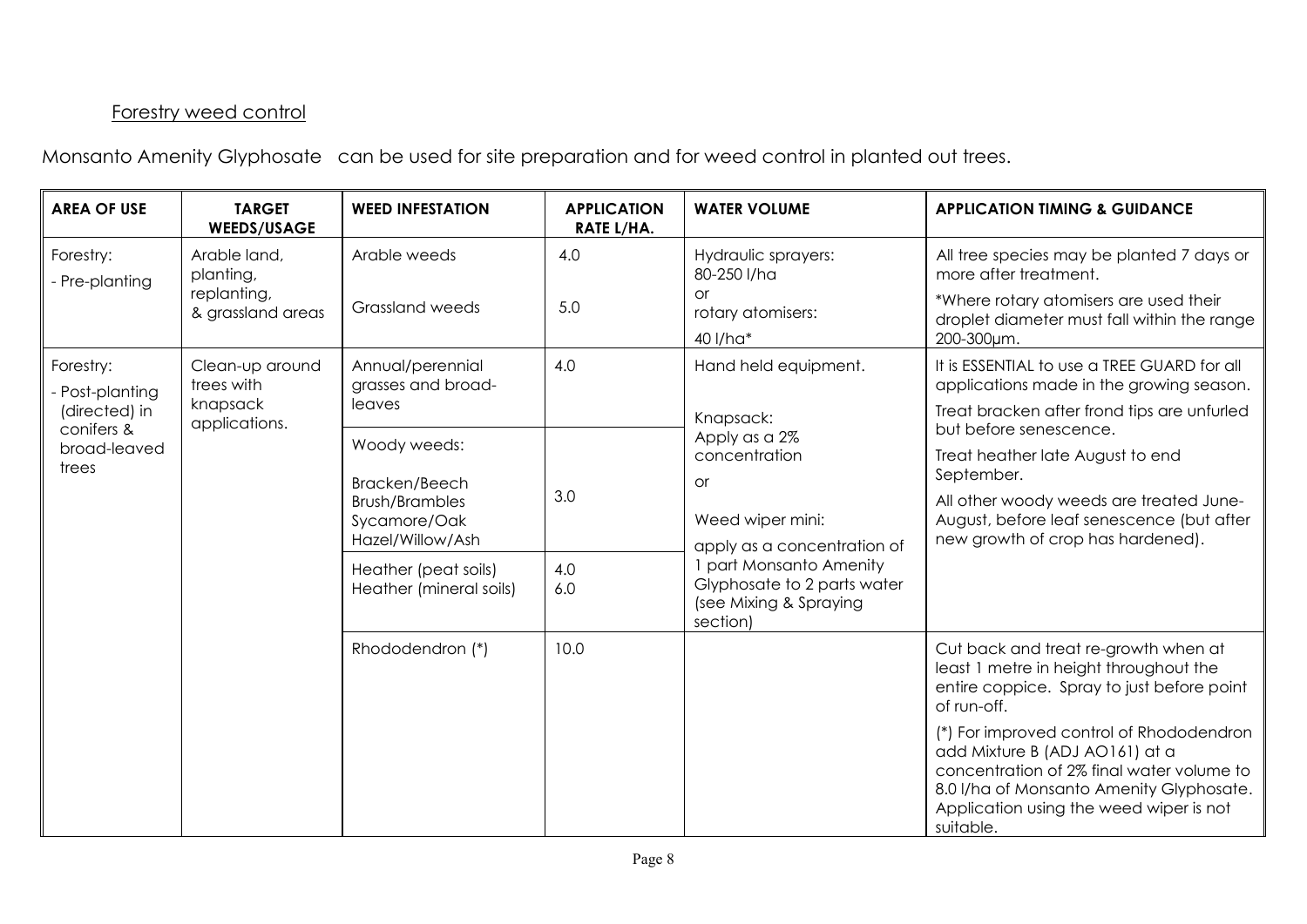Forestry weed control

Monsanto Amenity Glyphosate can be used for site preparation and for weed control in planted out trees.

| AREA OF USE | TARGET WEEDS/USAGE | WEED INFESTATION | APPLICATION RATE L/HA. | WATER VOLUME | APPLICATION TIMING & GUIDANCE |
|---|---|---|---|---|---|
| Forestry:<br>- Pre-planting | Arable land, planting, replanting, & grassland areas | Arable weeds<br><br>Grassland weeds | 4.0<br><br>5.0 | Hydraulic sprayers: 80-250 l/ha<br>or<br>rotary atomisers:<br>40 l/ha* | All tree species may be planted 7 days or more after treatment.<br>*Where rotary atomisers are used their droplet diameter must fall within the range 200-300µm. |
| Forestry:<br>- Post-planting (directed) in conifers & broad-leaved trees | Clean-up around trees with knapsack applications. | Annual/perennial grasses and broad-leaves | 4.0 | Hand held equipment.<br><br>Knapsack:<br>Apply as a 2% concentration<br>or<br>Weed wiper mini:<br>apply as a concentration of 1 part Monsanto Amenity Glyphosate to 2 parts water (see Mixing & Spraying section) | It is ESSENTIAL to use a TREE GUARD for all applications made in the growing season.<br>Treat bracken after frond tips are unfurled but before senescence.<br>Treat heather late August to end September.<br>All other woody weeds are treated June-August, before leaf senescence (but after new growth of crop has hardened). |
| | | Woody weeds:<br><br>Bracken/Beech Brush/Brambles Sycamore/Oak Hazel/Willow/Ash | 3.0 | | |
| | | Heather (peat soils)<br>Heather (mineral soils) | 4.0<br>6.0 | | |
| | | Rhododendron (*) | 10.0 | | Cut back and treat re-growth when at least 1 metre in height throughout the entire coppice. Spray to just before point of run-off.<br><br>(*) For improved control of Rhododendron add Mixture B (ADJ AO161) at a concentration of 2% final water volume to 8.0 l/ha of Monsanto Amenity Glyphosate. Application using the weed wiper is not suitable. |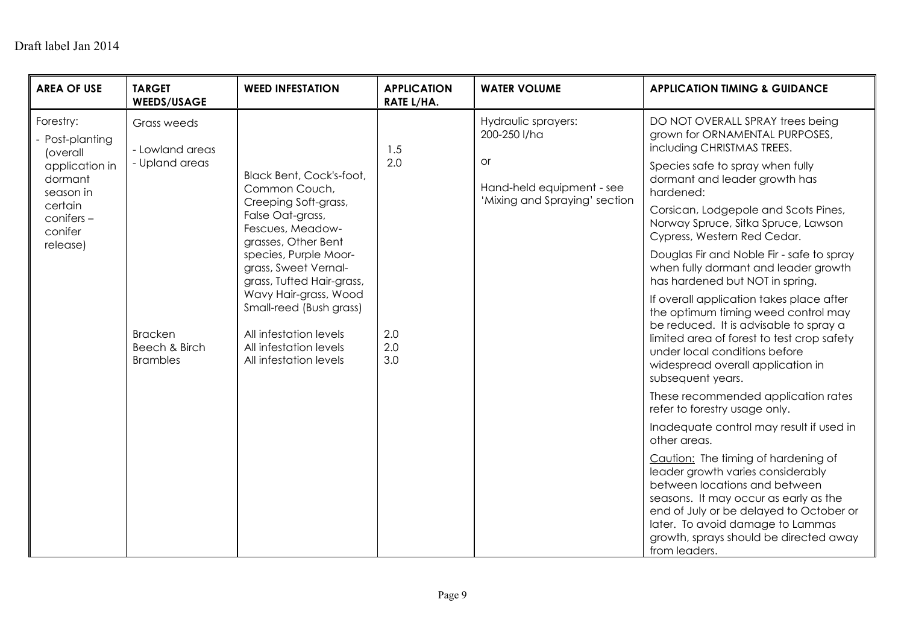Draft label Jan 2014

| AREA OF USE | TARGET WEEDS/USAGE | WEED INFESTATION | APPLICATION RATE L/HA. | WATER VOLUME | APPLICATION TIMING & GUIDANCE |
|---|---|---|---|---|---|
| Forestry:<br>- Post-planting (overall application in dormant season in certain conifers – conifer release) | Grass weeds<br>- Lowland areas<br>- Upland areas | Black Bent, Cock's-foot, Common Couch, Creeping Soft-grass, False Oat-grass, Fescues, Meadow-grasses, Other Bent species, Purple Moor-grass, Sweet Vernal-grass, Tufted Hair-grass, Wavy Hair-grass, Wood Small-reed (Bush grass) | <br>1.5<br>2.0 | Hydraulic sprayers: 200-250 l/ha<br>or<br>Hand-held equipment - see 'Mixing and Spraying' section | DO NOT OVERALL SPRAY trees being grown for ORNAMENTAL PURPOSES, including CHRISTMAS TREES.<br>Species safe to spray when fully dormant and leader growth has hardened:<br>Corsican, Lodgepole and Scots Pines, Norway Spruce, Sitka Spruce, Lawson Cypress, Western Red Cedar.<br>Douglas Fir and Noble Fir - safe to spray when fully dormant and leader growth has hardened but NOT in spring.<br>If overall application takes place after the optimum timing weed control may be reduced. It is advisable to spray a limited area of forest to test crop safety under local conditions before widespread overall application in subsequent years.<br>These recommended application rates refer to forestry usage only.<br>Inadequate control may result if used in other areas.<br>Caution: The timing of hardening of leader growth varies considerably between locations and between seasons. It may occur as early as the end of July or be delayed to October or later. To avoid damage to Lammas growth, sprays should be directed away from leaders. |
| | Bracken<br>Beech & Birch<br>Brambles | All infestation levels<br>All infestation levels<br>All infestation levels | 2.0<br>2.0<br>3.0 | | |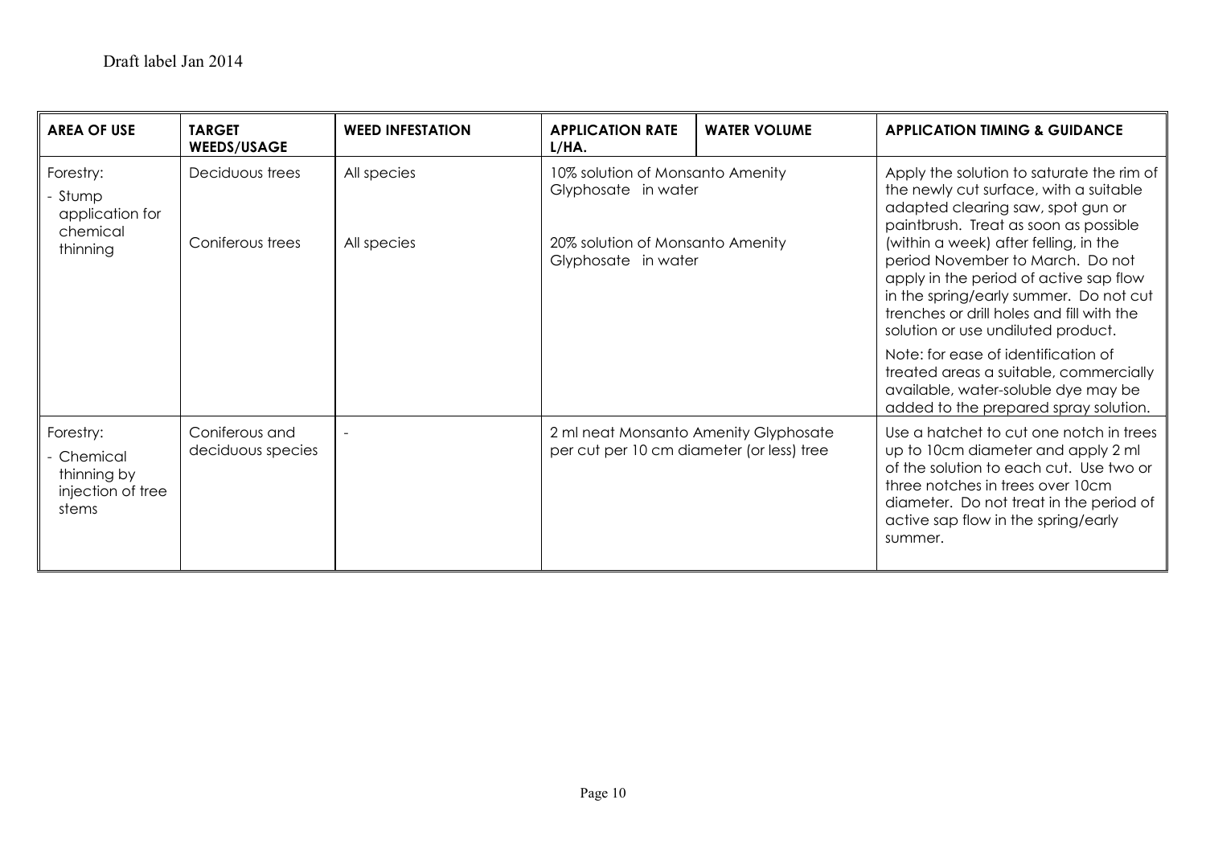Draft label Jan 2014

| AREA OF USE | TARGET WEEDS/USAGE | WEED INFESTATION | APPLICATION RATE L/HA. | WATER VOLUME | APPLICATION TIMING & GUIDANCE |
|---|---|---|---|---|---|
| Forestry:<br>- Stump application for chemical thinning | Deciduous trees<br><br>Coniferous trees | All species<br><br>All species | 10% solution of Monsanto Amenity Glyphosate in water<br><br>20% solution of Monsanto Amenity Glyphosate in water | | Apply the solution to saturate the rim of the newly cut surface, with a suitable adapted clearing saw, spot gun or paintbrush. Treat as soon as possible (within a week) after felling, in the period November to March. Do not apply in the period of active sap flow in the spring/early summer. Do not cut trenches or drill holes and fill with the solution or use undiluted product.<br><br>Note: for ease of identification of treated areas a suitable, commercially available, water-soluble dye may be added to the prepared spray solution. |
| Forestry:<br>- Chemical thinning by injection of tree stems | Coniferous and deciduous species | - | 2 ml neat Monsanto Amenity Glyphosate per cut per 10 cm diameter (or less) tree | | Use a hatchet to cut one notch in trees up to 10cm diameter and apply 2 ml of the solution to each cut. Use two or three notches in trees over 10cm diameter. Do not treat in the period of active sap flow in the spring/early summer. |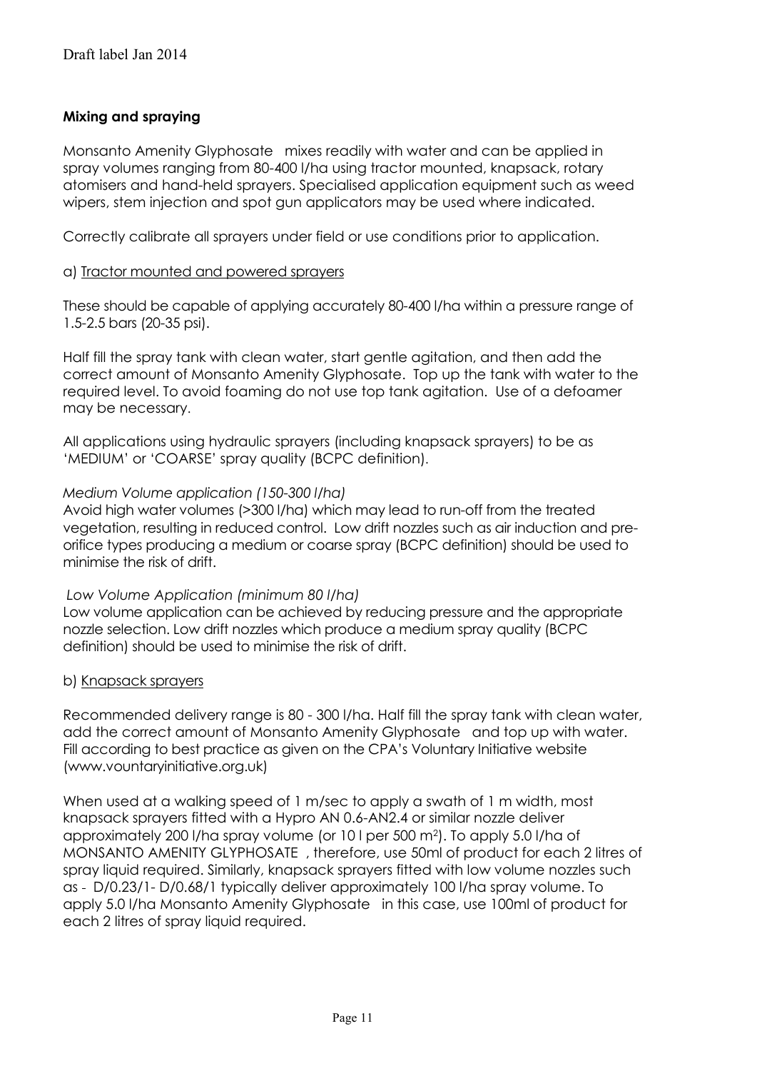**Mixing and spraying**

Monsanto Amenity Glyphosate mixes readily with water and can be applied in spray volumes ranging from 80-400 l/ha using tractor mounted, knapsack, rotary atomisers and hand-held sprayers. Specialised application equipment such as weed wipers, stem injection and spot gun applicators may be used where indicated.

Correctly calibrate all sprayers under field or use conditions prior to application.

a) Tractor mounted and powered sprayers

These should be capable of applying accurately 80-400 l/ha within a pressure range of 1.5-2.5 bars (20-35 psi).

Half fill the spray tank with clean water, start gentle agitation, and then add the correct amount of Monsanto Amenity Glyphosate. Top up the tank with water to the required level. To avoid foaming do not use top tank agitation. Use of a defoamer may be necessary.

All applications using hydraulic sprayers (including knapsack sprayers) to be as 'MEDIUM' or 'COARSE' spray quality (BCPC definition).

*Medium Volume application (150-300 l/ha)*

Avoid high water volumes (>300 l/ha) which may lead to run-off from the treated vegetation, resulting in reduced control. Low drift nozzles such as air induction and pre-orifice types producing a medium or coarse spray (BCPC definition) should be used to minimise the risk of drift.

*Low Volume Application (minimum 80 l/ha)*

Low volume application can be achieved by reducing pressure and the appropriate nozzle selection. Low drift nozzles which produce a medium spray quality (BCPC definition) should be used to minimise the risk of drift.

b) Knapsack sprayers

Recommended delivery range is 80 - 300 l/ha. Half fill the spray tank with clean water, add the correct amount of Monsanto Amenity Glyphosate and top up with water. Fill according to best practice as given on the CPA's Voluntary Initiative website (www.vountaryinitiative.org.uk)

When used at a walking speed of 1 m/sec to apply a swath of 1 m width, most knapsack sprayers fitted with a Hypro AN 0.6-AN2.4 or similar nozzle deliver approximately 200 l/ha spray volume (or 10 l per 500 m$^2$). To apply 5.0 l/ha of MONSANTO AMENITY GLYPHOSATE , therefore, use 50ml of product for each 2 litres of spray liquid required. Similarly, knapsack sprayers fitted with low volume nozzles such as - D/0.23/1- D/0.68/1 typically deliver approximately 100 l/ha spray volume. To apply 5.0 l/ha Monsanto Amenity Glyphosate in this case, use 100ml of product for each 2 litres of spray liquid required.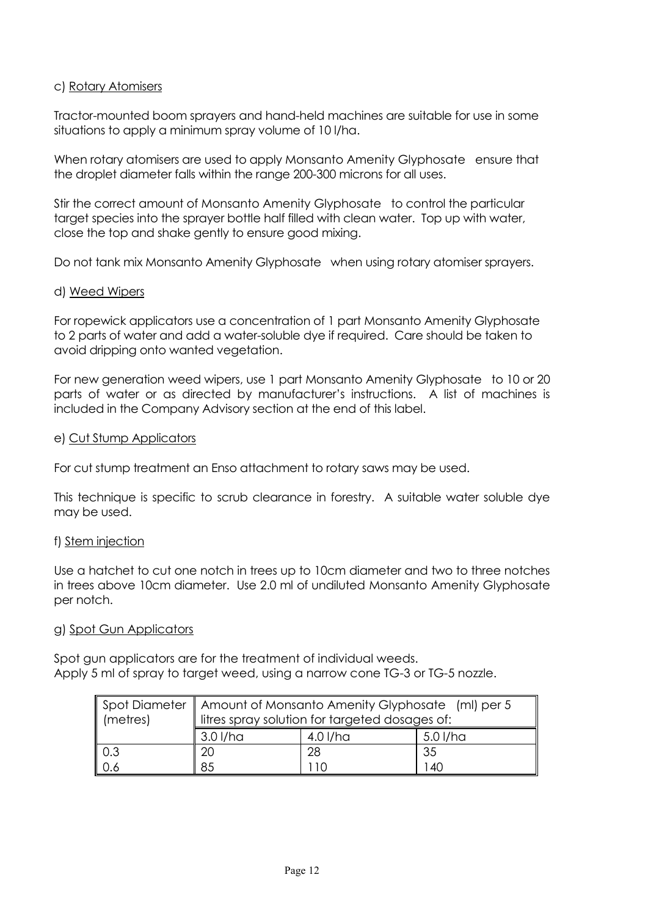c) Rotary Atomisers

Tractor-mounted boom sprayers and hand-held machines are suitable for use in some situations to apply a minimum spray volume of 10 l/ha.

When rotary atomisers are used to apply Monsanto Amenity Glyphosate ensure that the droplet diameter falls within the range 200-300 microns for all uses.

Stir the correct amount of Monsanto Amenity Glyphosate to control the particular target species into the sprayer bottle half filled with clean water. Top up with water, close the top and shake gently to ensure good mixing.

Do not tank mix Monsanto Amenity Glyphosate when using rotary atomiser sprayers.

d) Weed Wipers

For ropewick applicators use a concentration of 1 part Monsanto Amenity Glyphosate to 2 parts of water and add a water-soluble dye if required. Care should be taken to avoid dripping onto wanted vegetation.

For new generation weed wipers, use 1 part Monsanto Amenity Glyphosate to 10 or 20 parts of water or as directed by manufacturer's instructions. A list of machines is included in the Company Advisory section at the end of this label.

e) Cut Stump Applicators

For cut stump treatment an Enso attachment to rotary saws may be used.

This technique is specific to scrub clearance in forestry. A suitable water soluble dye may be used.

f) Stem injection

Use a hatchet to cut one notch in trees up to 10cm diameter and two to three notches in trees above 10cm diameter. Use 2.0 ml of undiluted Monsanto Amenity Glyphosate per notch.

g) Spot Gun Applicators

Spot gun applicators are for the treatment of individual weeds.
Apply 5 ml of spray to target weed, using a narrow cone TG-3 or TG-5 nozzle.

| Spot Diameter (metres) | Amount of Monsanto Amenity Glyphosate (ml) per 5 litres spray solution for targeted dosages of: | | |
|---|---|---|---|
| | 3.0 l/ha | 4.0 l/ha | 5.0 l/ha |
| 0.3 | 20 | 28 | 35 |
| 0.6 | 85 | 110 | 140 |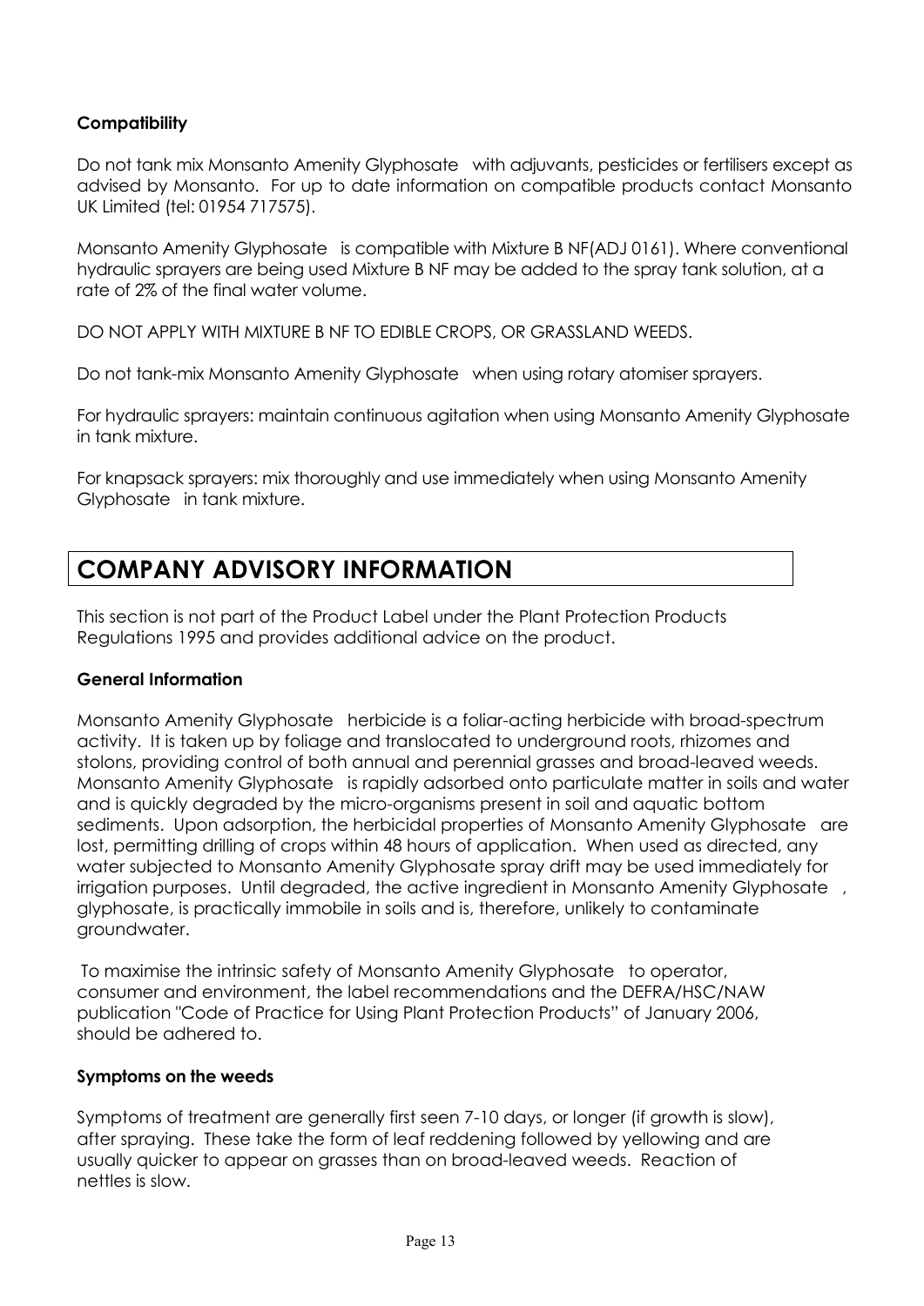**Compatibility**

Do not tank mix Monsanto Amenity Glyphosate with adjuvants, pesticides or fertilisers except as advised by Monsanto. For up to date information on compatible products contact Monsanto UK Limited (tel: 01954 717575).

Monsanto Amenity Glyphosate is compatible with Mixture B NF(ADJ 0161). Where conventional hydraulic sprayers are being used Mixture B NF may be added to the spray tank solution, at a rate of 2% of the final water volume.

DO NOT APPLY WITH MIXTURE B NF TO EDIBLE CROPS, OR GRASSLAND WEEDS.

Do not tank-mix Monsanto Amenity Glyphosate when using rotary atomiser sprayers.

For hydraulic sprayers: maintain continuous agitation when using Monsanto Amenity Glyphosate in tank mixture.

For knapsack sprayers: mix thoroughly and use immediately when using Monsanto Amenity Glyphosate in tank mixture.

# COMPANY ADVISORY INFORMATION

This section is not part of the Product Label under the Plant Protection Products Regulations 1995 and provides additional advice on the product.

**General Information**

Monsanto Amenity Glyphosate herbicide is a foliar-acting herbicide with broad-spectrum activity. It is taken up by foliage and translocated to underground roots, rhizomes and stolons, providing control of both annual and perennial grasses and broad-leaved weeds. Monsanto Amenity Glyphosate is rapidly adsorbed onto particulate matter in soils and water and is quickly degraded by the micro-organisms present in soil and aquatic bottom sediments. Upon adsorption, the herbicidal properties of Monsanto Amenity Glyphosate are lost, permitting drilling of crops within 48 hours of application. When used as directed, any water subjected to Monsanto Amenity Glyphosate spray drift may be used immediately for irrigation purposes. Until degraded, the active ingredient in Monsanto Amenity Glyphosate , glyphosate, is practically immobile in soils and is, therefore, unlikely to contaminate groundwater.

To maximise the intrinsic safety of Monsanto Amenity Glyphosate to operator, consumer and environment, the label recommendations and the DEFRA/HSC/NAW publication "Code of Practice for Using Plant Protection Products" of January 2006, should be adhered to.

**Symptoms on the weeds**

Symptoms of treatment are generally first seen 7-10 days, or longer (if growth is slow), after spraying. These take the form of leaf reddening followed by yellowing and are usually quicker to appear on grasses than on broad-leaved weeds. Reaction of nettles is slow.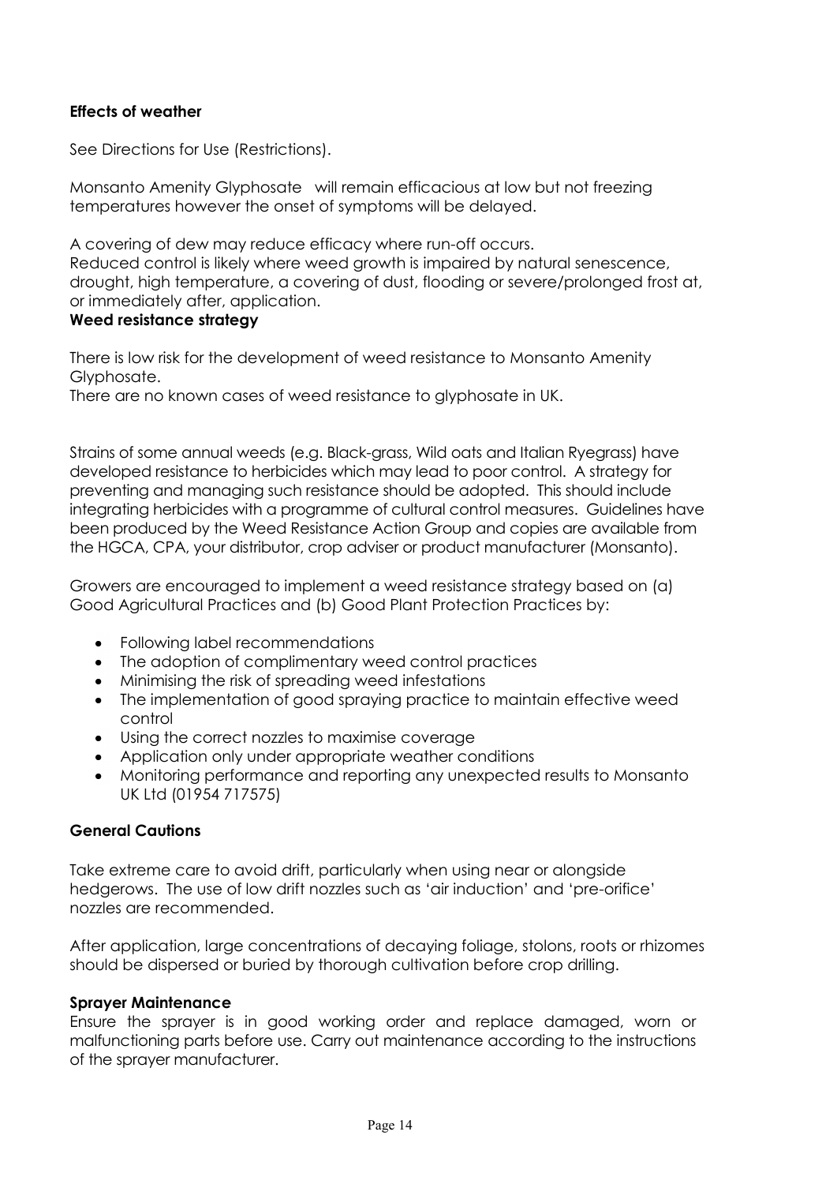**Effects of weather**

See Directions for Use (Restrictions).

Monsanto Amenity Glyphosate will remain efficacious at low but not freezing temperatures however the onset of symptoms will be delayed.

A covering of dew may reduce efficacy where run-off occurs.
Reduced control is likely where weed growth is impaired by natural senescence, drought, high temperature, a covering of dust, flooding or severe/prolonged frost at, or immediately after, application.

**Weed resistance strategy**

There is low risk for the development of weed resistance to Monsanto Amenity Glyphosate.
There are no known cases of weed resistance to glyphosate in UK.

Strains of some annual weeds (e.g. Black-grass, Wild oats and Italian Ryegrass) have developed resistance to herbicides which may lead to poor control. A strategy for preventing and managing such resistance should be adopted. This should include integrating herbicides with a programme of cultural control measures. Guidelines have been produced by the Weed Resistance Action Group and copies are available from the HGCA, CPA, your distributor, crop adviser or product manufacturer (Monsanto).

Growers are encouraged to implement a weed resistance strategy based on (a) Good Agricultural Practices and (b) Good Plant Protection Practices by:

- Following label recommendations
- The adoption of complimentary weed control practices
- Minimising the risk of spreading weed infestations
- The implementation of good spraying practice to maintain effective weed control
- Using the correct nozzles to maximise coverage
- Application only under appropriate weather conditions
- Monitoring performance and reporting any unexpected results to Monsanto UK Ltd (01954 717575)

**General Cautions**

Take extreme care to avoid drift, particularly when using near or alongside hedgerows. The use of low drift nozzles such as 'air induction' and 'pre-orifice' nozzles are recommended.

After application, large concentrations of decaying foliage, stolons, roots or rhizomes should be dispersed or buried by thorough cultivation before crop drilling.

**Sprayer Maintenance**

Ensure the sprayer is in good working order and replace damaged, worn or malfunctioning parts before use. Carry out maintenance according to the instructions of the sprayer manufacturer.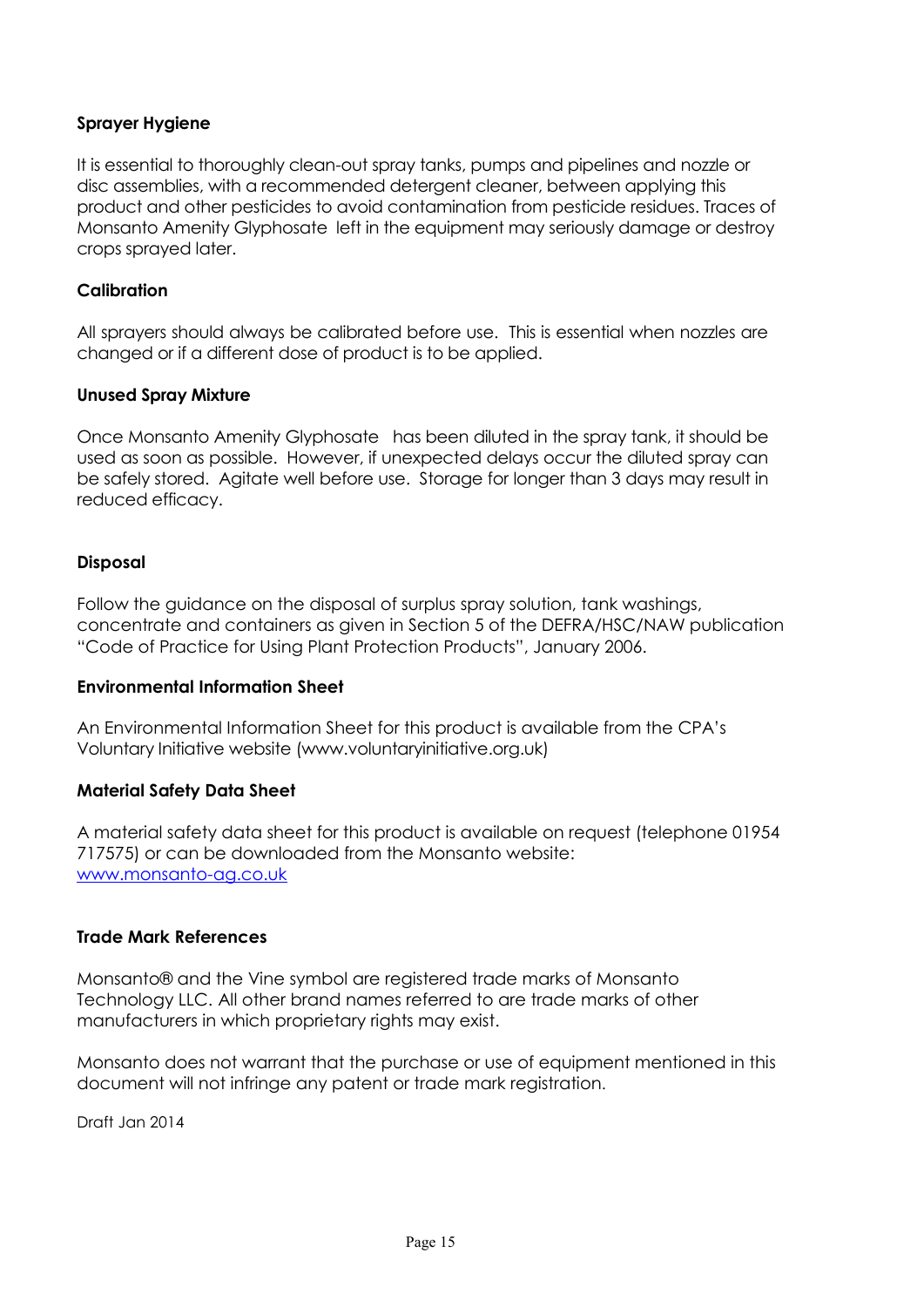**Sprayer Hygiene**

It is essential to thoroughly clean-out spray tanks, pumps and pipelines and nozzle or disc assemblies, with a recommended detergent cleaner, between applying this product and other pesticides to avoid contamination from pesticide residues. Traces of Monsanto Amenity Glyphosate left in the equipment may seriously damage or destroy crops sprayed later.

**Calibration**

All sprayers should always be calibrated before use. This is essential when nozzles are changed or if a different dose of product is to be applied.

**Unused Spray Mixture**

Once Monsanto Amenity Glyphosate has been diluted in the spray tank, it should be used as soon as possible. However, if unexpected delays occur the diluted spray can be safely stored. Agitate well before use. Storage for longer than 3 days may result in reduced efficacy.

**Disposal**

Follow the guidance on the disposal of surplus spray solution, tank washings, concentrate and containers as given in Section 5 of the DEFRA/HSC/NAW publication "Code of Practice for Using Plant Protection Products", January 2006.

**Environmental Information Sheet**

An Environmental Information Sheet for this product is available from the CPA's Voluntary Initiative website (www.voluntaryinitiative.org.uk)

**Material Safety Data Sheet**

A material safety data sheet for this product is available on request (telephone 01954 717575) or can be downloaded from the Monsanto website: [www.monsanto-ag.co.uk](www.monsanto-ag.co.uk)

**Trade Mark References**

Monsanto® and the Vine symbol are registered trade marks of Monsanto Technology LLC. All other brand names referred to are trade marks of other manufacturers in which proprietary rights may exist.

Monsanto does not warrant that the purchase or use of equipment mentioned in this document will not infringe any patent or trade mark registration.

Draft Jan 2014